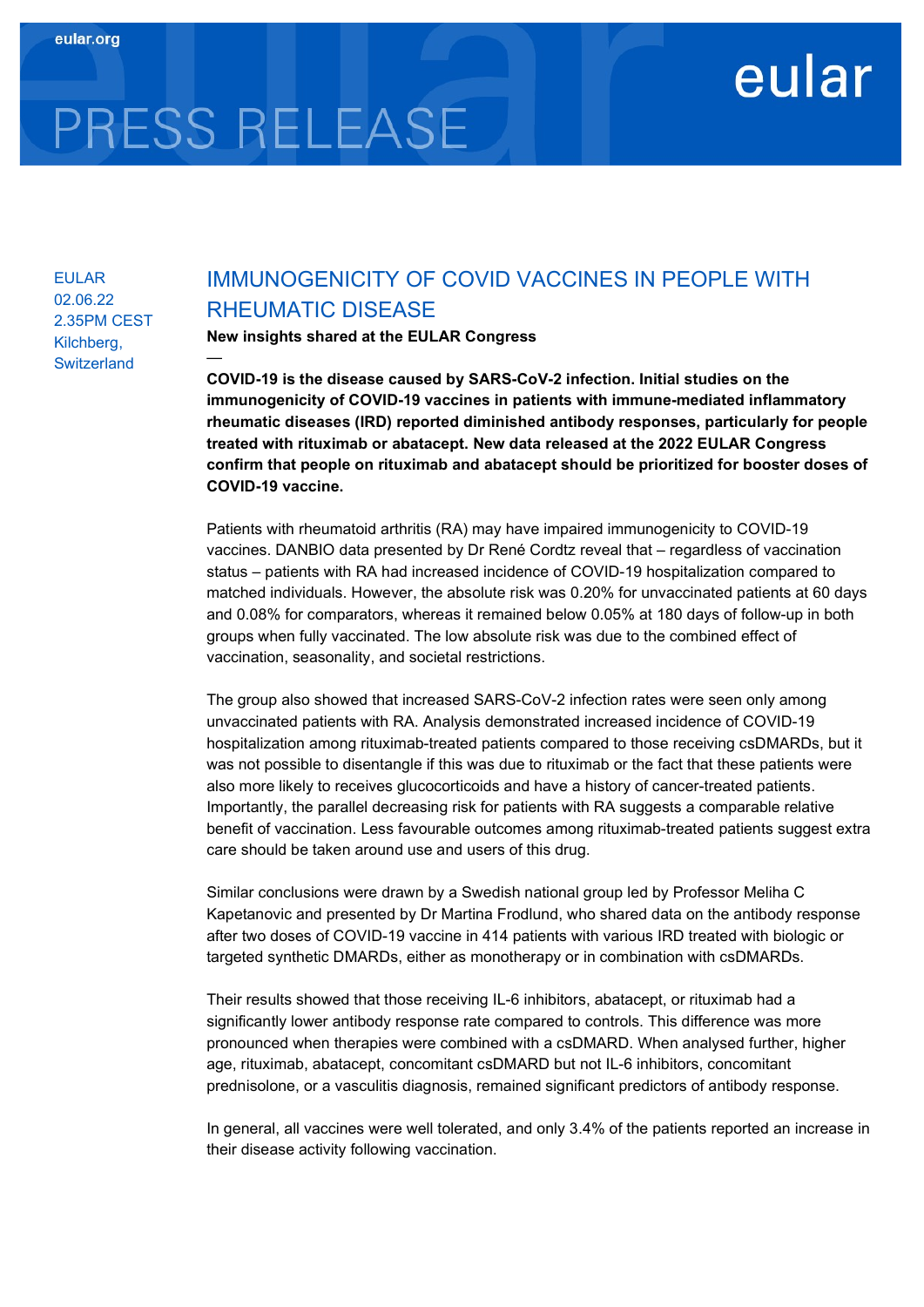# PRESS RELEASE

eular

EULAR
02.06.22
2.35PM CEST
Kilchberg, Switzerland

## IMMUNOGENICITY OF COVID VACCINES IN PEOPLE WITH RHEUMATIC DISEASE

**New insights shared at the EULAR Congress**

—

**COVID-19 is the disease caused by SARS-CoV-2 infection. Initial studies on the immunogenicity of COVID-19 vaccines in patients with immune-mediated inflammatory rheumatic diseases (IRD) reported diminished antibody responses, particularly for people treated with rituximab or abatacept. New data released at the 2022 EULAR Congress confirm that people on rituximab and abatacept should be prioritized for booster doses of COVID-19 vaccine.**

Patients with rheumatoid arthritis (RA) may have impaired immunogenicity to COVID-19 vaccines. DANBIO data presented by Dr René Cordtz reveal that – regardless of vaccination status – patients with RA had increased incidence of COVID-19 hospitalization compared to matched individuals. However, the absolute risk was 0.20% for unvaccinated patients at 60 days and 0.08% for comparators, whereas it remained below 0.05% at 180 days of follow-up in both groups when fully vaccinated. The low absolute risk was due to the combined effect of vaccination, seasonality, and societal restrictions.

The group also showed that increased SARS-CoV-2 infection rates were seen only among unvaccinated patients with RA. Analysis demonstrated increased incidence of COVID-19 hospitalization among rituximab-treated patients compared to those receiving csDMARDs, but it was not possible to disentangle if this was due to rituximab or the fact that these patients were also more likely to receives glucocorticoids and have a history of cancer-treated patients. Importantly, the parallel decreasing risk for patients with RA suggests a comparable relative benefit of vaccination. Less favourable outcomes among rituximab-treated patients suggest extra care should be taken around use and users of this drug.

Similar conclusions were drawn by a Swedish national group led by Professor Meliha C Kapetanovic and presented by Dr Martina Frodlund, who shared data on the antibody response after two doses of COVID-19 vaccine in 414 patients with various IRD treated with biologic or targeted synthetic DMARDs, either as monotherapy or in combination with csDMARDs.

Their results showed that those receiving IL-6 inhibitors, abatacept, or rituximab had a significantly lower antibody response rate compared to controls. This difference was more pronounced when therapies were combined with a csDMARD. When analysed further, higher age, rituximab, abatacept, concomitant csDMARD but not IL-6 inhibitors, concomitant prednisolone, or a vasculitis diagnosis, remained significant predictors of antibody response.

In general, all vaccines were well tolerated, and only 3.4% of the patients reported an increase in their disease activity following vaccination.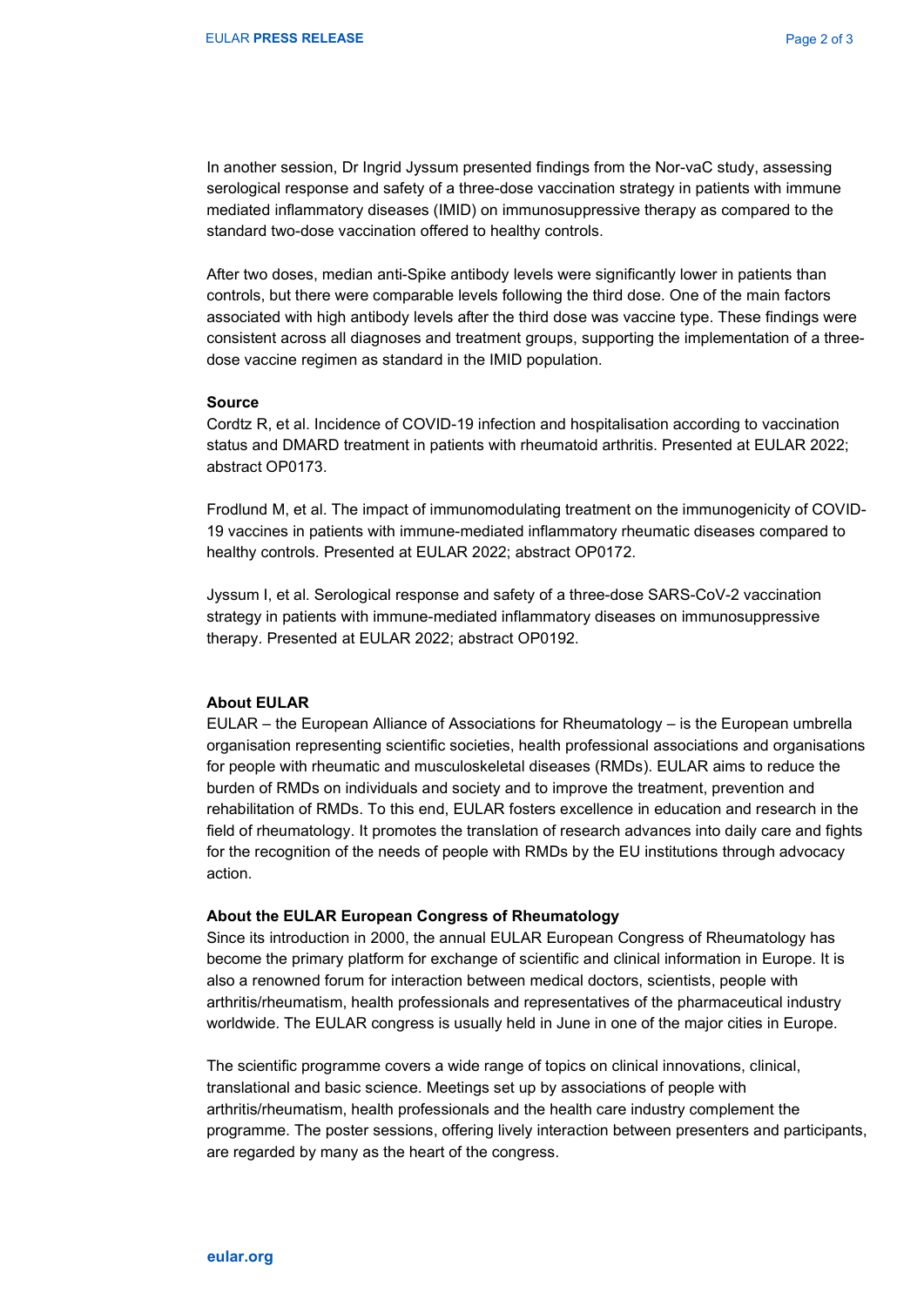In another session, Dr Ingrid Jyssum presented findings from the Nor-vaC study, assessing serological response and safety of a three-dose vaccination strategy in patients with immune mediated inflammatory diseases (IMID) on immunosuppressive therapy as compared to the standard two-dose vaccination offered to healthy controls.

After two doses, median anti-Spike antibody levels were significantly lower in patients than controls, but there were comparable levels following the third dose. One of the main factors associated with high antibody levels after the third dose was vaccine type. These findings were consistent across all diagnoses and treatment groups, supporting the implementation of a three-dose vaccine regimen as standard in the IMID population.

**Source**

Cordtz R, et al. Incidence of COVID-19 infection and hospitalisation according to vaccination status and DMARD treatment in patients with rheumatoid arthritis. Presented at EULAR 2022; abstract OP0173.

Frodlund M, et al. The impact of immunomodulating treatment on the immunogenicity of COVID-19 vaccines in patients with immune-mediated inflammatory rheumatic diseases compared to healthy controls. Presented at EULAR 2022; abstract OP0172.

Jyssum I, et al. Serological response and safety of a three-dose SARS-CoV-2 vaccination strategy in patients with immune-mediated inflammatory diseases on immunosuppressive therapy. Presented at EULAR 2022; abstract OP0192.

**About EULAR**

EULAR – the European Alliance of Associations for Rheumatology – is the European umbrella organisation representing scientific societies, health professional associations and organisations for people with rheumatic and musculoskeletal diseases (RMDs). EULAR aims to reduce the burden of RMDs on individuals and society and to improve the treatment, prevention and rehabilitation of RMDs. To this end, EULAR fosters excellence in education and research in the field of rheumatology. It promotes the translation of research advances into daily care and fights for the recognition of the needs of people with RMDs by the EU institutions through advocacy action.

**About the EULAR European Congress of Rheumatology**

Since its introduction in 2000, the annual EULAR European Congress of Rheumatology has become the primary platform for exchange of scientific and clinical information in Europe. It is also a renowned forum for interaction between medical doctors, scientists, people with arthritis/rheumatism, health professionals and representatives of the pharmaceutical industry worldwide. The EULAR congress is usually held in June in one of the major cities in Europe.

The scientific programme covers a wide range of topics on clinical innovations, clinical, translational and basic science. Meetings set up by associations of people with arthritis/rheumatism, health professionals and the health care industry complement the programme. The poster sessions, offering lively interaction between presenters and participants, are regarded by many as the heart of the congress.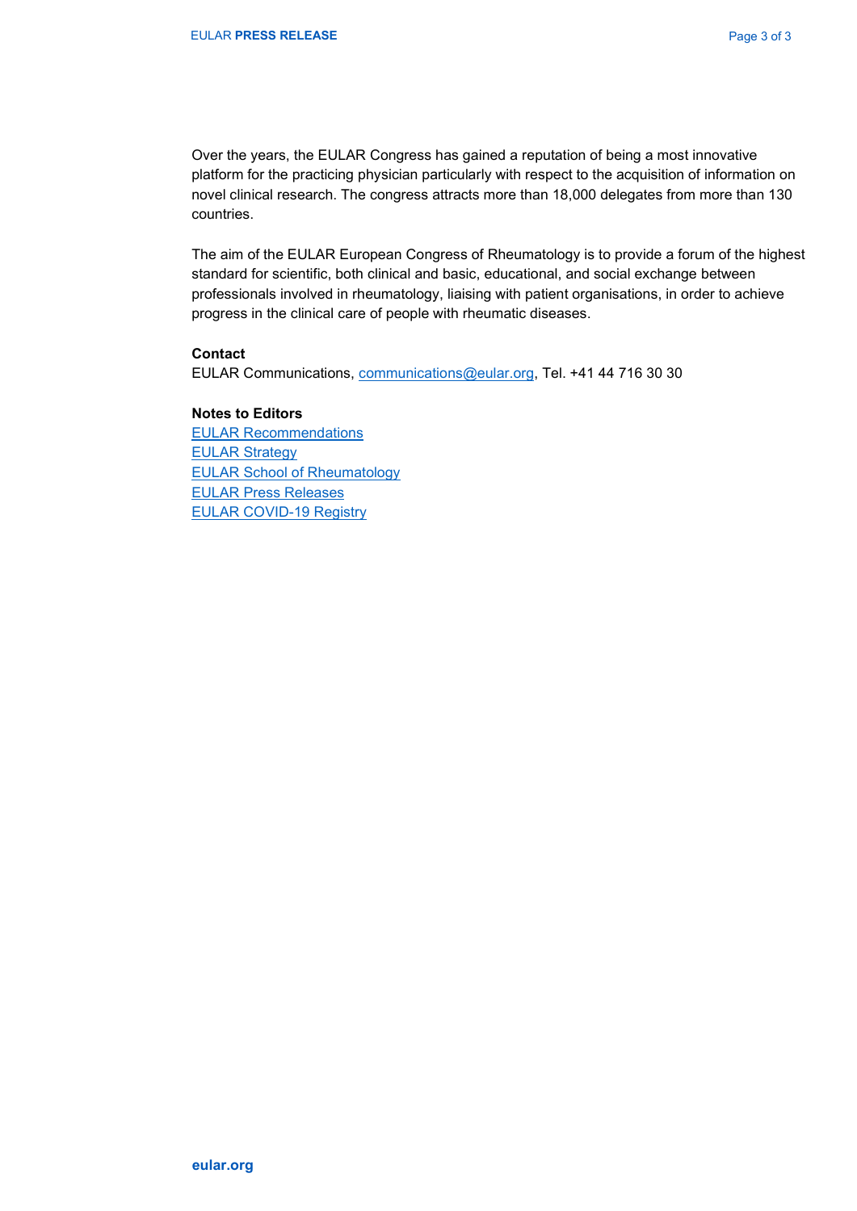Over the years, the EULAR Congress has gained a reputation of being a most innovative platform for the practicing physician particularly with respect to the acquisition of information on novel clinical research. The congress attracts more than 18,000 delegates from more than 130 countries.

The aim of the EULAR European Congress of Rheumatology is to provide a forum of the highest standard for scientific, both clinical and basic, educational, and social exchange between professionals involved in rheumatology, liaising with patient organisations, in order to achieve progress in the clinical care of people with rheumatic diseases.

**Contact**
EULAR Communications, communications@eular.org, Tel. +41 44 716 30 30

**Notes to Editors**
EULAR Recommendations
EULAR Strategy
EULAR School of Rheumatology
EULAR Press Releases
EULAR COVID-19 Registry